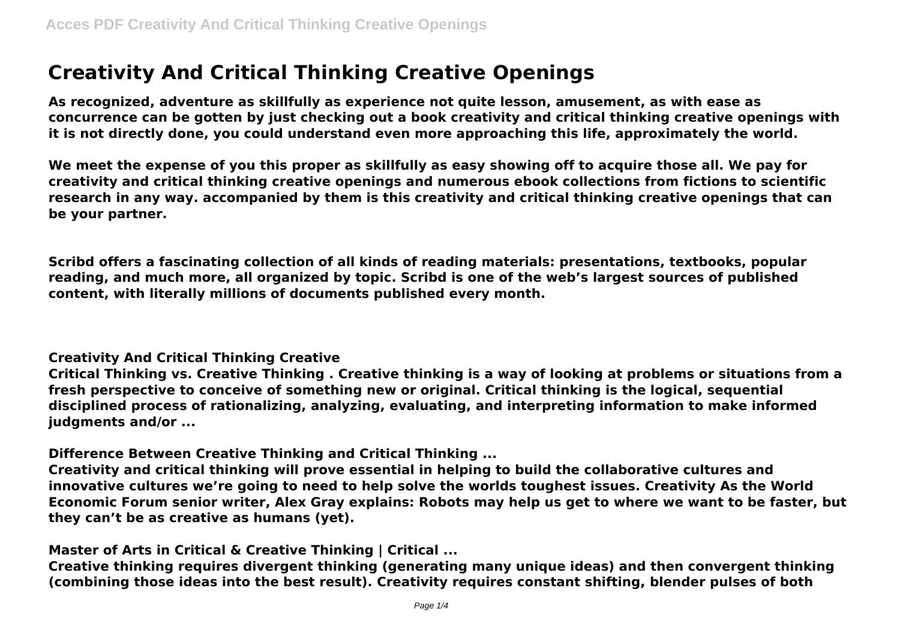# Creativity And Critical Thinking Creative Openings

**As recognized, adventure as skillfully as experience not quite lesson, amusement, as with ease as concurrence can be gotten by just checking out a book creativity and critical thinking creative openings with it is not directly done, you could understand even more approaching this life, approximately the world.**

**We meet the expense of you this proper as skillfully as easy showing off to acquire those all. We pay for creativity and critical thinking creative openings and numerous ebook collections from fictions to scientific research in any way. accompanied by them is this creativity and critical thinking creative openings that can be your partner.**

**Scribd offers a fascinating collection of all kinds of reading materials: presentations, textbooks, popular reading, and much more, all organized by topic. Scribd is one of the web's largest sources of published content, with literally millions of documents published every month.**

**Creativity And Critical Thinking Creative**

**Critical Thinking vs. Creative Thinking . Creative thinking is a way of looking at problems or situations from a fresh perspective to conceive of something new or original. Critical thinking is the logical, sequential disciplined process of rationalizing, analyzing, evaluating, and interpreting information to make informed judgments and/or ...**

**Difference Between Creative Thinking and Critical Thinking ...**

**Creativity and critical thinking will prove essential in helping to build the collaborative cultures and innovative cultures we're going to need to help solve the worlds toughest issues. Creativity As the World Economic Forum senior writer, Alex Gray explains: Robots may help us get to where we want to be faster, but they can't be as creative as humans (yet).**

**Master of Arts in Critical & Creative Thinking | Critical ...**

**Creative thinking requires divergent thinking (generating many unique ideas) and then convergent thinking (combining those ideas into the best result). Creativity requires constant shifting, blender pulses of both**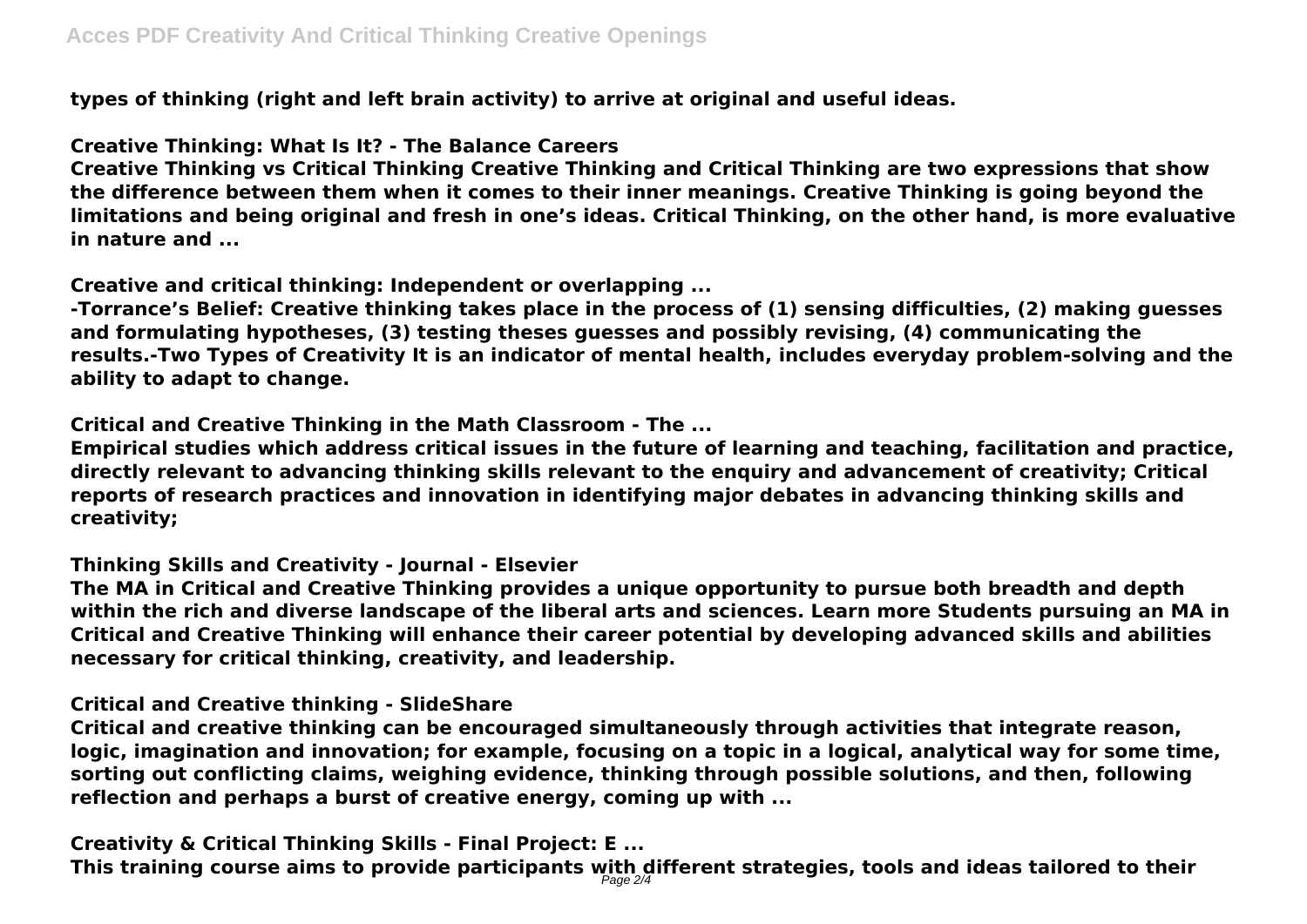types of thinking (right and left brain activity) to arrive at original and useful ideas.

**Creative Thinking: What Is It? - The Balance Careers**

Creative Thinking vs Critical Thinking Creative Thinking and Critical Thinking are two expressions that show the difference between them when it comes to their inner meanings. Creative Thinking is going beyond the limitations and being original and fresh in one's ideas. Critical Thinking, on the other hand, is more evaluative in nature and ...

**Creative and critical thinking: Independent or overlapping ...**

-Torrance's Belief: Creative thinking takes place in the process of (1) sensing difficulties, (2) making guesses and formulating hypotheses, (3) testing theses guesses and possibly revising, (4) communicating the results.-Two Types of Creativity It is an indicator of mental health, includes everyday problem-solving and the ability to adapt to change.

**Critical and Creative Thinking in the Math Classroom - The ...**

Empirical studies which address critical issues in the future of learning and teaching, facilitation and practice, directly relevant to advancing thinking skills relevant to the enquiry and advancement of creativity; Critical reports of research practices and innovation in identifying major debates in advancing thinking skills and creativity;

**Thinking Skills and Creativity - Journal - Elsevier**

The MA in Critical and Creative Thinking provides a unique opportunity to pursue both breadth and depth within the rich and diverse landscape of the liberal arts and sciences. Learn more Students pursuing an MA in Critical and Creative Thinking will enhance their career potential by developing advanced skills and abilities necessary for critical thinking, creativity, and leadership.

**Critical and Creative thinking - SlideShare**

Critical and creative thinking can be encouraged simultaneously through activities that integrate reason, logic, imagination and innovation; for example, focusing on a topic in a logical, analytical way for some time, sorting out conflicting claims, weighing evidence, thinking through possible solutions, and then, following reflection and perhaps a burst of creative energy, coming up with ...

**Creativity & Critical Thinking Skills - Final Project: E ...**

This training course aims to provide participants with different strategies, tools and ideas tailored to their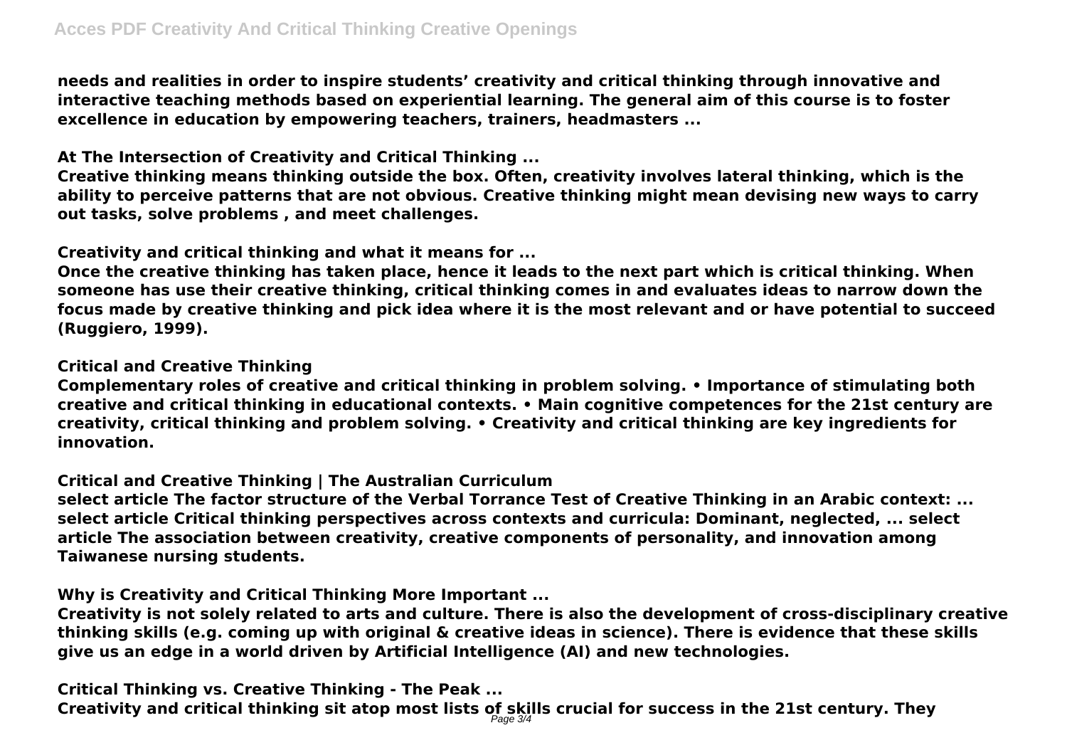needs and realities in order to inspire students' creativity and critical thinking through innovative and interactive teaching methods based on experiential learning. The general aim of this course is to foster excellence in education by empowering teachers, trainers, headmasters ...

**At The Intersection of Creativity and Critical Thinking ...**

Creative thinking means thinking outside the box. Often, creativity involves lateral thinking, which is the ability to perceive patterns that are not obvious. Creative thinking might mean devising new ways to carry out tasks, solve problems , and meet challenges.

**Creativity and critical thinking and what it means for ...**

Once the creative thinking has taken place, hence it leads to the next part which is critical thinking. When someone has use their creative thinking, critical thinking comes in and evaluates ideas to narrow down the focus made by creative thinking and pick idea where it is the most relevant and or have potential to succeed (Ruggiero, 1999).

**Critical and Creative Thinking**

Complementary roles of creative and critical thinking in problem solving. • Importance of stimulating both creative and critical thinking in educational contexts. • Main cognitive competences for the 21st century are creativity, critical thinking and problem solving. • Creativity and critical thinking are key ingredients for innovation.

**Critical and Creative Thinking | The Australian Curriculum**

select article The factor structure of the Verbal Torrance Test of Creative Thinking in an Arabic context: ... select article Critical thinking perspectives across contexts and curricula: Dominant, neglected, ... select article The association between creativity, creative components of personality, and innovation among Taiwanese nursing students.

**Why is Creativity and Critical Thinking More Important ...**

Creativity is not solely related to arts and culture. There is also the development of cross-disciplinary creative thinking skills (e.g. coming up with original & creative ideas in science). There is evidence that these skills give us an edge in a world driven by Artificial Intelligence (AI) and new technologies.

**Critical Thinking vs. Creative Thinking - The Peak ...**

Creativity and critical thinking sit atop most lists of skills crucial for success in the 21st century. They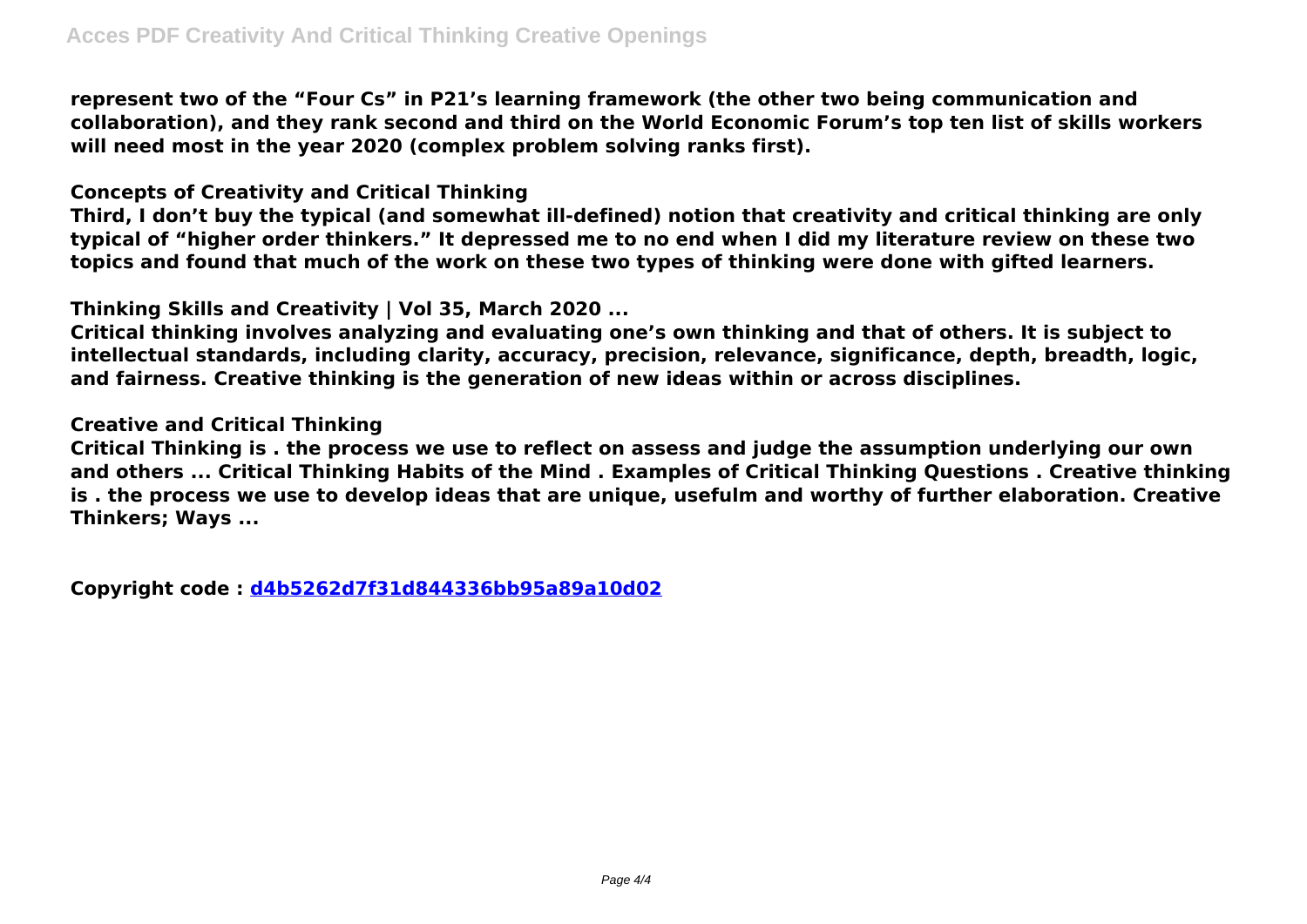represent two of the "Four Cs" in P21's learning framework (the other two being communication and collaboration), and they rank second and third on the World Economic Forum's top ten list of skills workers will need most in the year 2020 (complex problem solving ranks first).

**Concepts of Creativity and Critical Thinking**

Third, I don't buy the typical (and somewhat ill-defined) notion that creativity and critical thinking are only typical of "higher order thinkers." It depressed me to no end when I did my literature review on these two topics and found that much of the work on these two types of thinking were done with gifted learners.

**Thinking Skills and Creativity | Vol 35, March 2020 ...**

Critical thinking involves analyzing and evaluating one's own thinking and that of others. It is subject to intellectual standards, including clarity, accuracy, precision, relevance, significance, depth, breadth, logic, and fairness. Creative thinking is the generation of new ideas within or across disciplines.

**Creative and Critical Thinking**

Critical Thinking is . the process we use to reflect on assess and judge the assumption underlying our own and others ... Critical Thinking Habits of the Mind . Examples of Critical Thinking Questions . Creative thinking is . the process we use to develop ideas that are unique, usefulm and worthy of further elaboration. Creative Thinkers; Ways ...

Copyright code : d4b5262d7f31d844336bb95a89a10d02